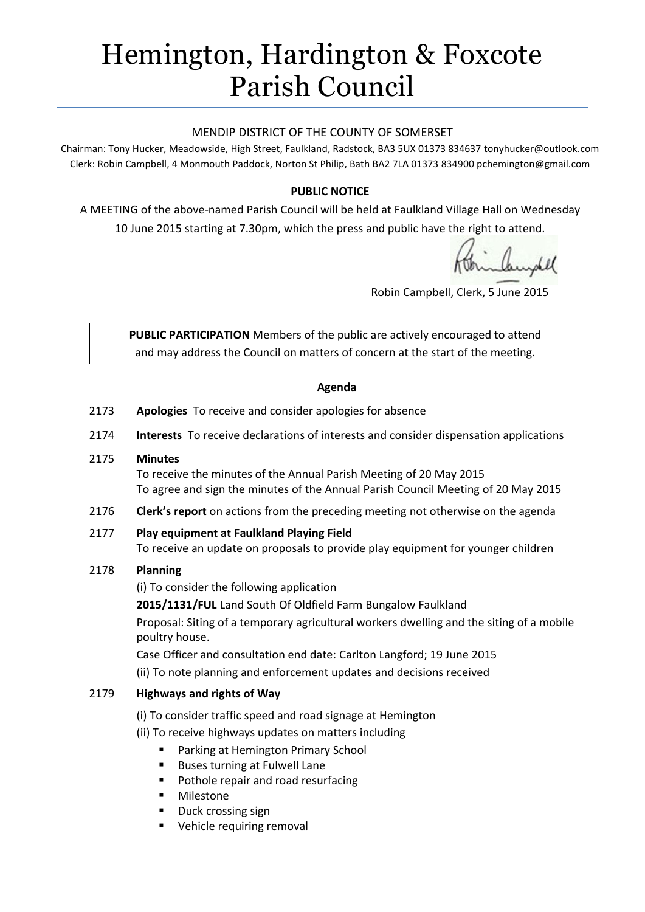# Hemington, Hardington & Foxcote Parish Council

MENDIP DISTRICT OF THE COUNTY OF SOMERSET

Chairman: Tony Hucker, Meadowside, High Street, Faulkland, Radstock, BA3 5UX 01373 834637 tonyhucker@outlook.com
Clerk: Robin Campbell, 4 Monmouth Paddock, Norton St Philip, Bath BA2 7LA 01373 834900 pchemington@gmail.com

**PUBLIC NOTICE**

A MEETING of the above-named Parish Council will be held at Faulkland Village Hall on Wednesday 10 June 2015 starting at 7.30pm, which the press and public have the right to attend.

Robin Campbell, Clerk, 5 June 2015

**PUBLIC PARTICIPATION** Members of the public are actively encouraged to attend and may address the Council on matters of concern at the start of the meeting.

**Agenda**

2173 **Apologies** To receive and consider apologies for absence

2174 **Interests** To receive declarations of interests and consider dispensation applications

2175 **Minutes**
To receive the minutes of the Annual Parish Meeting of 20 May 2015
To agree and sign the minutes of the Annual Parish Council Meeting of 20 May 2015

2176 **Clerk's report** on actions from the preceding meeting not otherwise on the agenda

2177 **Play equipment at Faulkland Playing Field**
To receive an update on proposals to provide play equipment for younger children

2178 **Planning**
(i) To consider the following application
**2015/1131/FUL** Land South Of Oldfield Farm Bungalow Faulkland
Proposal: Siting of a temporary agricultural workers dwelling and the siting of a mobile poultry house.
Case Officer and consultation end date: Carlton Langford; 19 June 2015
(ii) To note planning and enforcement updates and decisions received

2179 **Highways and rights of Way**
(i) To consider traffic speed and road signage at Hemington
(ii) To receive highways updates on matters including

- Parking at Hemington Primary School
- Buses turning at Fulwell Lane
- Pothole repair and road resurfacing
- Milestone
- Duck crossing sign
- Vehicle requiring removal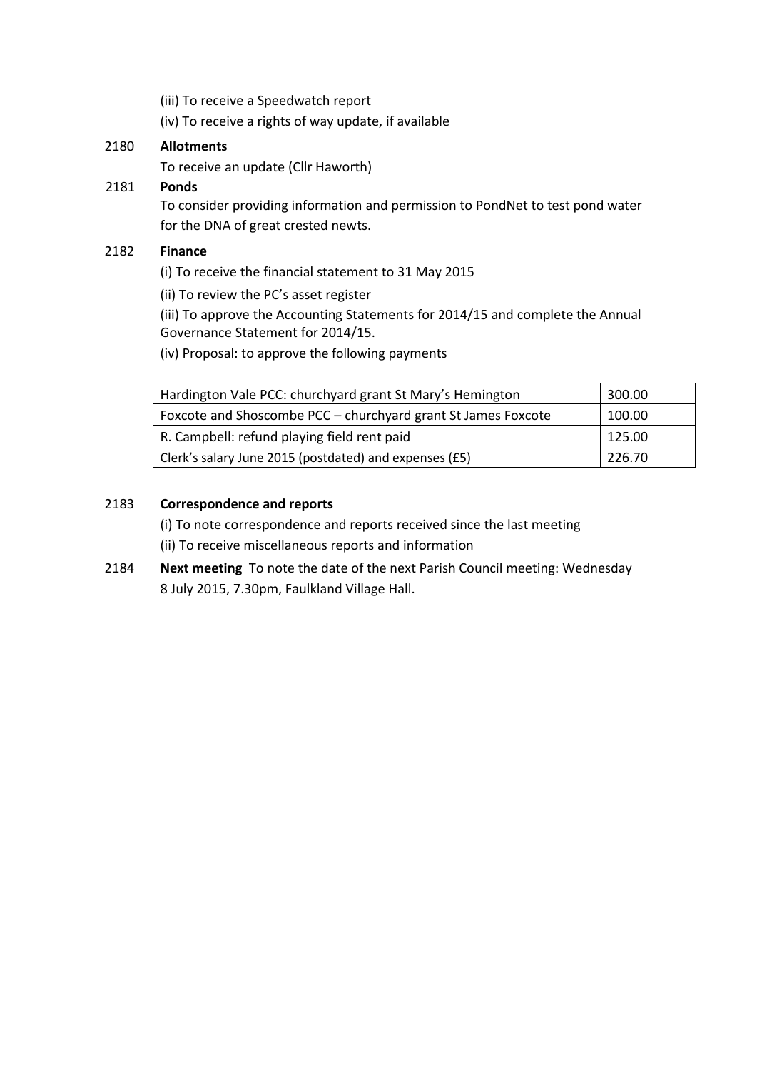(iii) To receive a Speedwatch report

(iv) To receive a rights of way update, if available

2180 **Allotments**

To receive an update (Cllr Haworth)

2181 **Ponds**

To consider providing information and permission to PondNet to test pond water for the DNA of great crested newts.

2182 **Finance**

(i) To receive the financial statement to 31 May 2015

(ii) To review the PC's asset register

(iii) To approve the Accounting Statements for 2014/15 and complete the Annual Governance Statement for 2014/15.

(iv) Proposal: to approve the following payments

| | |
|---|---|
| Hardington Vale PCC: churchyard grant St Mary's Hemington | 300.00 |
| Foxcote and Shoscombe PCC – churchyard grant St James Foxcote | 100.00 |
| R. Campbell: refund playing field rent paid | 125.00 |
| Clerk's salary June 2015 (postdated) and expenses (£5) | 226.70 |

2183 **Correspondence and reports**

(i) To note correspondence and reports received since the last meeting

(ii) To receive miscellaneous reports and information

2184 **Next meeting** To note the date of the next Parish Council meeting: Wednesday 8 July 2015, 7.30pm, Faulkland Village Hall.